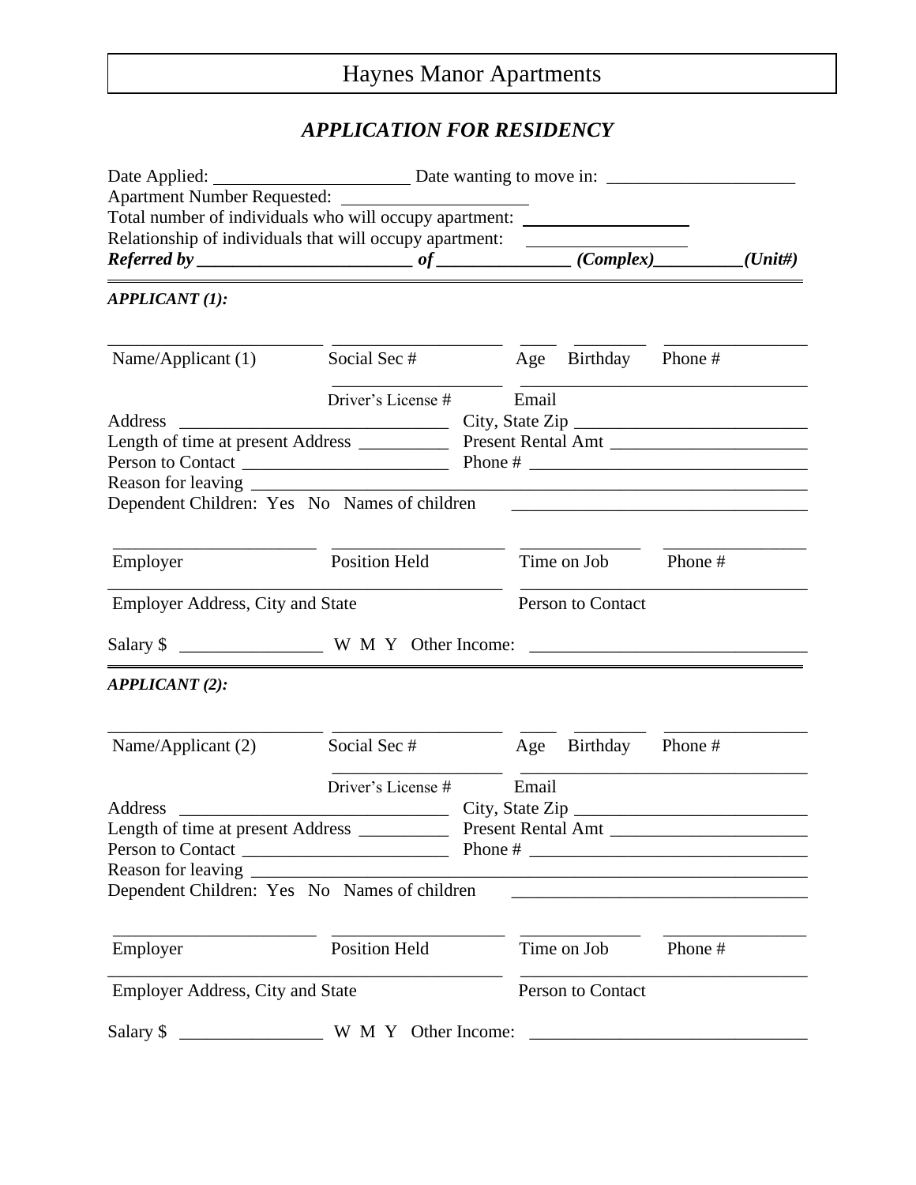# Haynes Manor Apartments

## *APPLICATION FOR RESIDENCY*

Date Applied: ______________________ Date wanting to move in: _____________________

Apartment Number Requested: ____________________

Total number of individuals who will occupy apartment: ____________________

Relationship of individuals that will occupy apartment: ____________________

***Referred by ________________________ of ______________ (Complex)__________(Unit#)***

---

***APPLICANT (1):***

| Name/Applicant (1) | Social Sec # | Age | Birthday | Phone # |
|---|---|---|---|---|
| | | | | |

Driver's License # ____________________ Email ________________________________

Address ______________________________ City, State Zip __________________________

Length of time at present Address __________ Present Rental Amt ______________________

Person to Contact _______________________ Phone # ______________________________

Reason for leaving ______________________________________________________________

Dependent Children: Yes No Names of children ________________________________

| Employer | Position Held | Time on Job | Phone # |
|---|---|---|---|
| | | | |

Employer Address, City and State ____________________ Person to Contact ____________________

Salary $ ________________ W M Y Other Income: ______________________________

---

***APPLICANT (2):***

| Name/Applicant (2) | Social Sec # | Age | Birthday | Phone # |
|---|---|---|---|---|
| | | | | |

Driver's License # ____________________ Email ________________________________

Address ______________________________ City, State Zip __________________________

Length of time at present Address __________ Present Rental Amt ______________________

Person to Contact _______________________ Phone # ______________________________

Reason for leaving ______________________________________________________________

Dependent Children: Yes No Names of children ________________________________

| Employer | Position Held | Time on Job | Phone # |
|---|---|---|---|
| | | | |

Employer Address, City and State ____________________ Person to Contact ____________________

Salary $ ________________ W M Y Other Income: ______________________________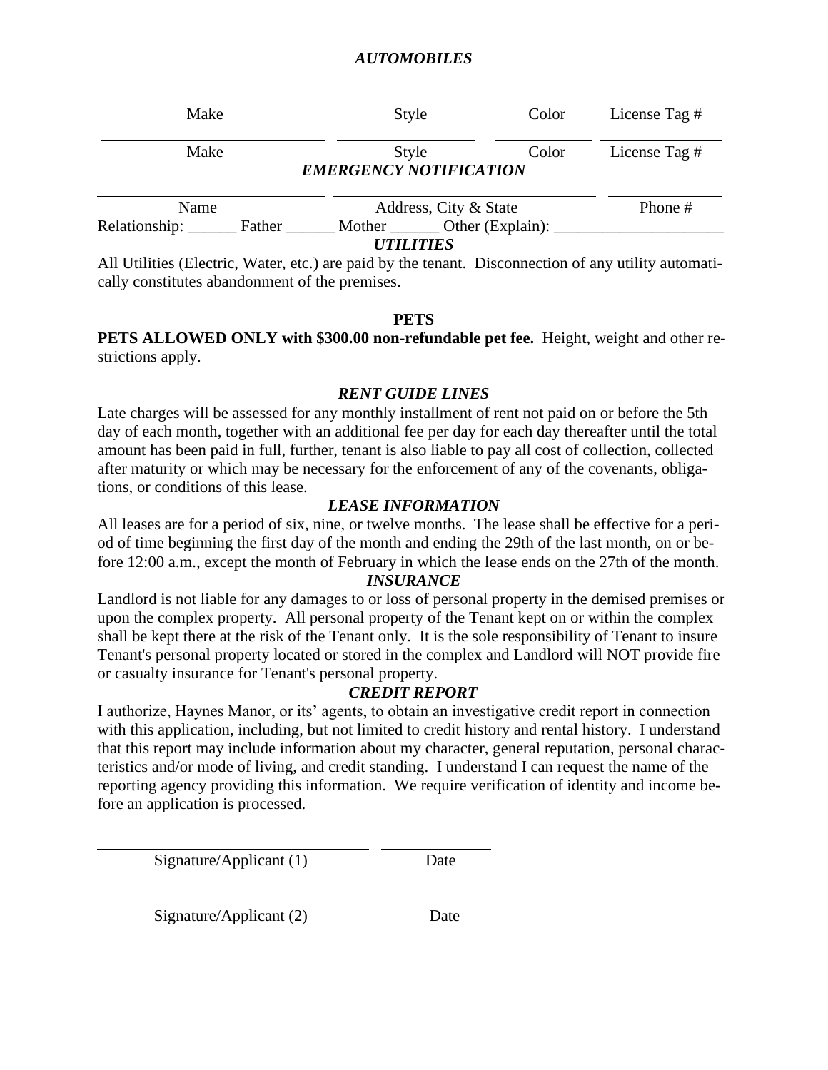### *AUTOMOBILES*

| | | | |
|---|---|---|---|
| Make | Style | Color | License Tag # |
| Make | Style | Color | License Tag # |

### *EMERGENCY NOTIFICATION*

| | | |
|---|---|---|
| Name | Address, City & State | Phone # |

Relationship: ______ Father ______ Mother ______ Other (Explain): ____________________

### *UTILITIES*

All Utilities (Electric, Water, etc.) are paid by the tenant. Disconnection of any utility automatically constitutes abandonment of the premises.

### PETS

**PETS ALLOWED ONLY with $300.00 non-refundable pet fee.** Height, weight and other restrictions apply.

### *RENT GUIDE LINES*

Late charges will be assessed for any monthly installment of rent not paid on or before the 5th day of each month, together with an additional fee per day for each day thereafter until the total amount has been paid in full, further, tenant is also liable to pay all cost of collection, collected after maturity or which may be necessary for the enforcement of any of the covenants, obligations, or conditions of this lease.

### *LEASE INFORMATION*

All leases are for a period of six, nine, or twelve months. The lease shall be effective for a period of time beginning the first day of the month and ending the 29th of the last month, on or before 12:00 a.m., except the month of February in which the lease ends on the 27th of the month.

### *INSURANCE*

Landlord is not liable for any damages to or loss of personal property in the demised premises or upon the complex property. All personal property of the Tenant kept on or within the complex shall be kept there at the risk of the Tenant only. It is the sole responsibility of Tenant to insure Tenant's personal property located or stored in the complex and Landlord will NOT provide fire or casualty insurance for Tenant's personal property.

### *CREDIT REPORT*

I authorize, Haynes Manor, or its' agents, to obtain an investigative credit report in connection with this application, including, but not limited to credit history and rental history. I understand that this report may include information about my character, general reputation, personal characteristics and/or mode of living, and credit standing. I understand I can request the name of the reporting agency providing this information. We require verification of identity and income before an application is processed.

| | |
|---|---|
| Signature/Applicant (1) | Date |
| Signature/Applicant (2) | Date |